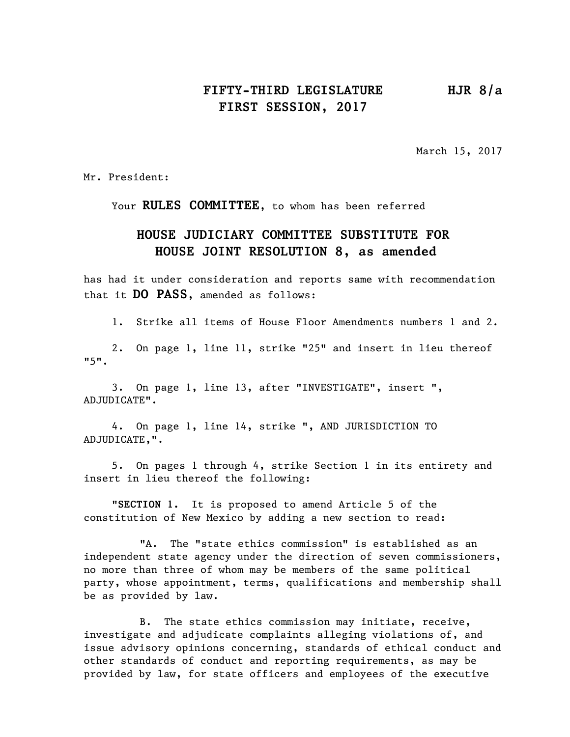**FIFTY-THIRD LEGISLATURE HJR 8/a**
**FIRST SESSION, 2017**

March 15, 2017

Mr. President:

Your **RULES COMMITTEE**, to whom has been referred

**HOUSE JUDICIARY COMMITTEE SUBSTITUTE FOR HOUSE JOINT RESOLUTION 8, as amended**

has had it under consideration and reports same with recommendation that it **DO PASS**, amended as follows:

1. Strike all items of House Floor Amendments numbers 1 and 2.

2. On page 1, line 11, strike "25" and insert in lieu thereof "5".

3. On page 1, line 13, after "INVESTIGATE", insert ", ADJUDICATE".

4. On page 1, line 14, strike ", AND JURISDICTION TO ADJUDICATE,".

5. On pages 1 through 4, strike Section 1 in its entirety and insert in lieu thereof the following:

"**SECTION 1.** It is proposed to amend Article 5 of the constitution of New Mexico by adding a new section to read:

"A. The "state ethics commission" is established as an independent state agency under the direction of seven commissioners, no more than three of whom may be members of the same political party, whose appointment, terms, qualifications and membership shall be as provided by law.

B. The state ethics commission may initiate, receive, investigate and adjudicate complaints alleging violations of, and issue advisory opinions concerning, standards of ethical conduct and other standards of conduct and reporting requirements, as may be provided by law, for state officers and employees of the executive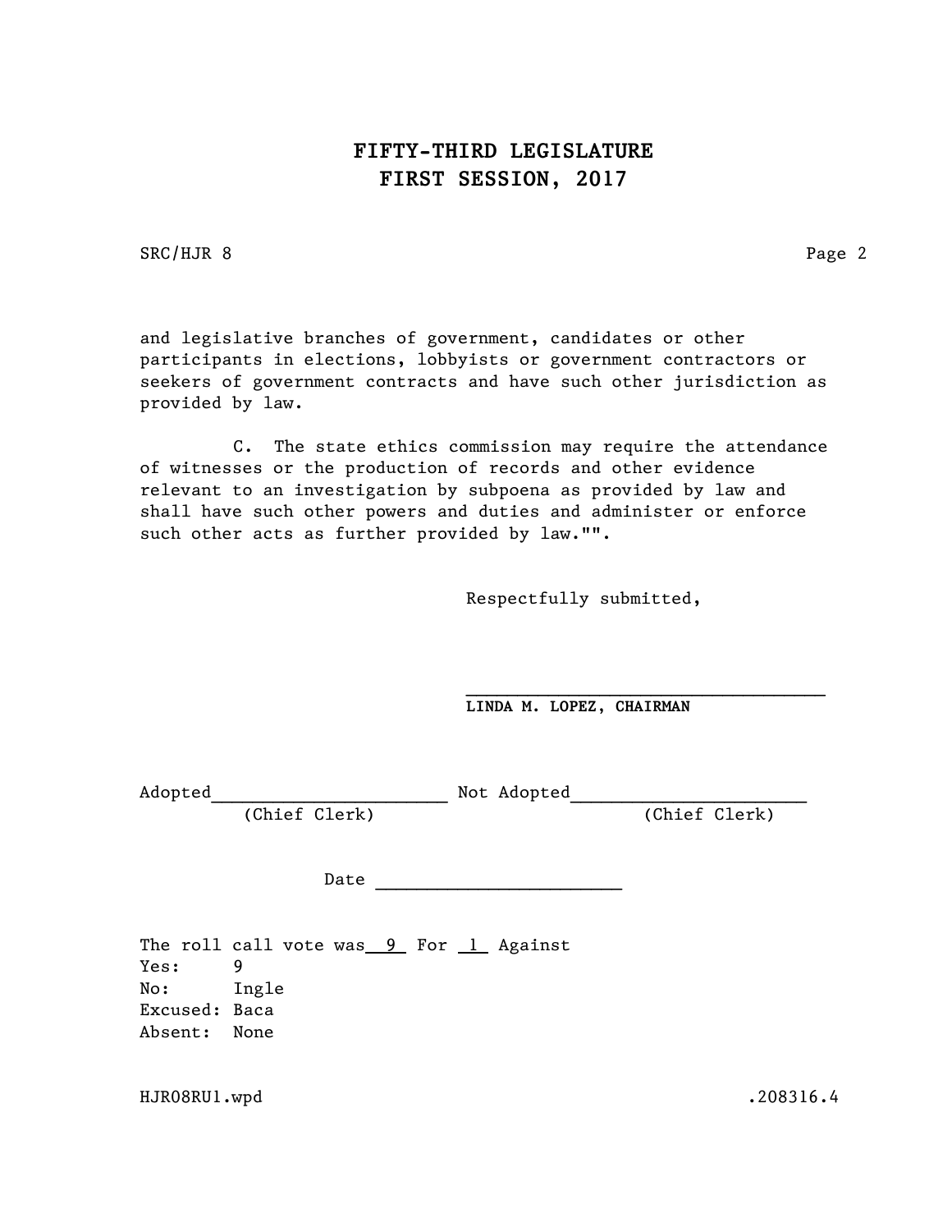and legislative branches of government, candidates or other participants in elections, lobbyists or government contractors or seekers of government contracts and have such other jurisdiction as provided by law.

C. The state ethics commission may require the attendance of witnesses or the production of records and other evidence relevant to an investigation by subpoena as provided by law and shall have such other powers and duties and administer or enforce such other acts as further provided by law."".

Respectfully submitted,

\_\_\_\_\_\_\_\_\_\_\_\_\_\_\_\_\_\_\_\_\_\_\_\_\_\_\_\_\_\_\_\_\_\_\_

LINDA M. LOPEZ, CHAIRMAN

Adopted\_\_\_\_\_\_\_\_\_\_\_\_\_\_\_\_\_\_\_\_\_\_ Not Adopted\_\_\_\_\_\_\_\_\_\_\_\_\_\_\_\_\_\_\_\_\_\_
(Chief Clerk) (Chief Clerk)

Date \_\_\_\_\_\_\_\_\_\_\_\_\_\_\_\_\_\_\_\_\_\_\_

The roll call vote was 9 For 1 Against

Yes: 9

No: Ingle

Excused: Baca

Absent: None

HJR08RU1.wpd .208316.4